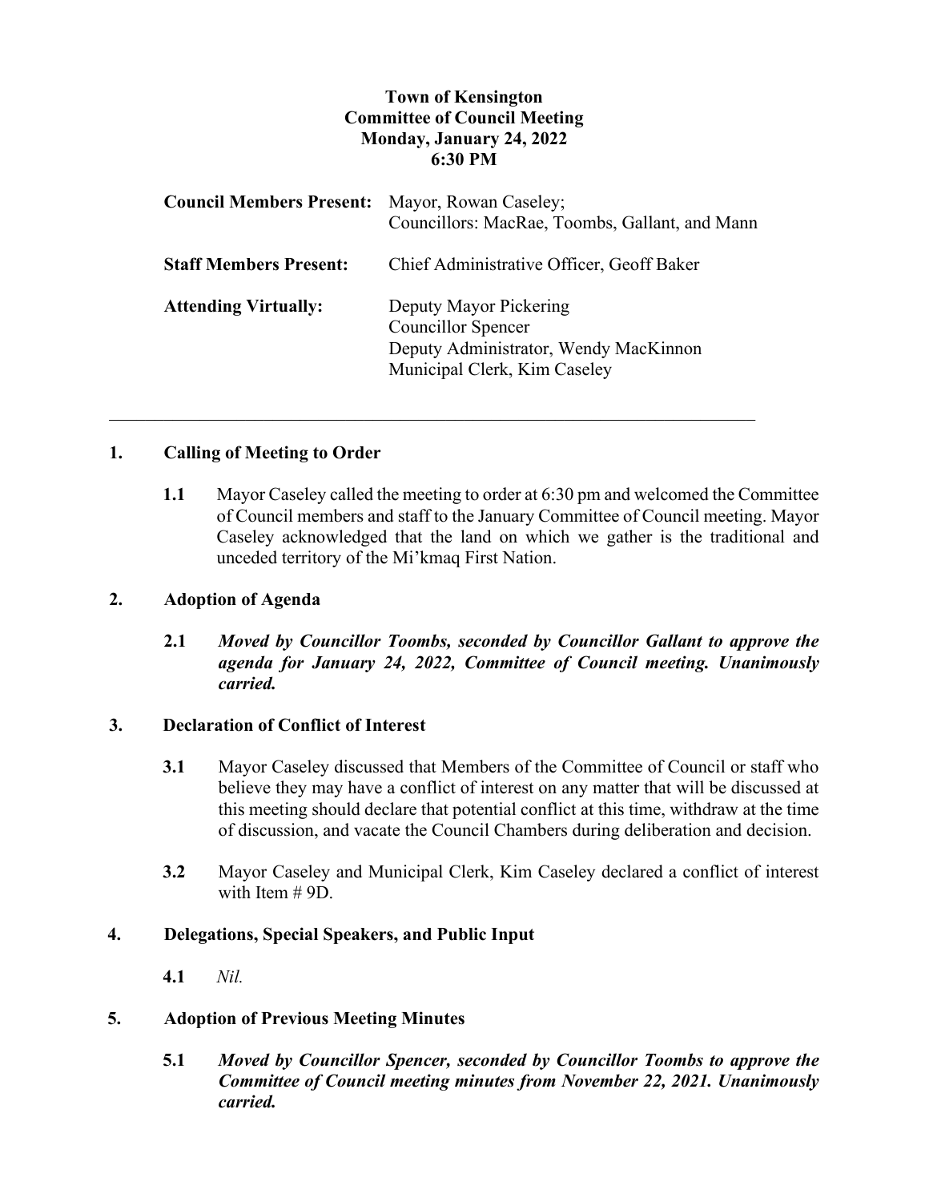**Town of Kensington**
**Committee of Council Meeting**
**Monday, January 24, 2022**
**6:30 PM**

| | |
|---|---|
| **Council Members Present:** | Mayor, Rowan Caseley;<br>Councillors: MacRae, Toombs, Gallant, and Mann |
| **Staff Members Present:** | Chief Administrative Officer, Geoff Baker |
| **Attending Virtually:** | Deputy Mayor Pickering<br>Councillor Spencer<br>Deputy Administrator, Wendy MacKinnon<br>Municipal Clerk, Kim Caseley |

---

## 1. Calling of Meeting to Order

**1.1** Mayor Caseley called the meeting to order at 6:30 pm and welcomed the Committee of Council members and staff to the January Committee of Council meeting. Mayor Caseley acknowledged that the land on which we gather is the traditional and unceded territory of the Mi'kmaq First Nation.

## 2. Adoption of Agenda

**2.1** ***Moved by Councillor Toombs, seconded by Councillor Gallant to approve the agenda for January 24, 2022, Committee of Council meeting. Unanimously carried.***

## 3. Declaration of Conflict of Interest

**3.1** Mayor Caseley discussed that Members of the Committee of Council or staff who believe they may have a conflict of interest on any matter that will be discussed at this meeting should declare that potential conflict at this time, withdraw at the time of discussion, and vacate the Council Chambers during deliberation and decision.

**3.2** Mayor Caseley and Municipal Clerk, Kim Caseley declared a conflict of interest with Item # 9D.

## 4. Delegations, Special Speakers, and Public Input

**4.1** *Nil.*

## 5. Adoption of Previous Meeting Minutes

**5.1** ***Moved by Councillor Spencer, seconded by Councillor Toombs to approve the Committee of Council meeting minutes from November 22, 2021. Unanimously carried.***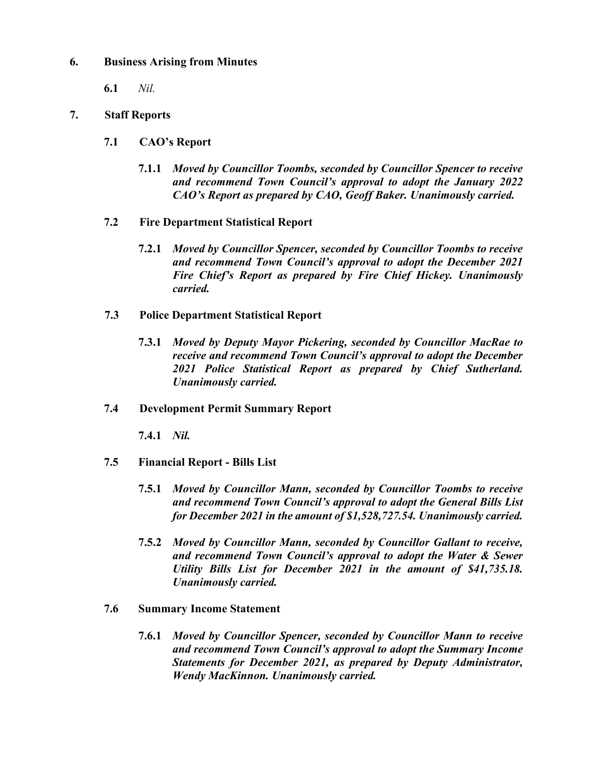## 6. Business Arising from Minutes

**6.1** *Nil.*

## 7. Staff Reports

### 7.1 CAO's Report

**7.1.1** ***Moved by Councillor Toombs, seconded by Councillor Spencer to receive and recommend Town Council's approval to adopt the January 2022 CAO's Report as prepared by CAO, Geoff Baker. Unanimously carried.***

### 7.2 Fire Department Statistical Report

**7.2.1** ***Moved by Councillor Spencer, seconded by Councillor Toombs to receive and recommend Town Council's approval to adopt the December 2021 Fire Chief's Report as prepared by Fire Chief Hickey. Unanimously carried.***

### 7.3 Police Department Statistical Report

**7.3.1** ***Moved by Deputy Mayor Pickering, seconded by Councillor MacRae to receive and recommend Town Council's approval to adopt the December 2021 Police Statistical Report as prepared by Chief Sutherland. Unanimously carried.***

### 7.4 Development Permit Summary Report

**7.4.1** ***Nil.***

### 7.5 Financial Report - Bills List

**7.5.1** ***Moved by Councillor Mann, seconded by Councillor Toombs to receive and recommend Town Council's approval to adopt the General Bills List for December 2021 in the amount of $1,528,727.54. Unanimously carried.***

**7.5.2** ***Moved by Councillor Mann, seconded by Councillor Gallant to receive, and recommend Town Council's approval to adopt the Water & Sewer Utility Bills List for December 2021 in the amount of $41,735.18. Unanimously carried.***

### 7.6 Summary Income Statement

**7.6.1** ***Moved by Councillor Spencer, seconded by Councillor Mann to receive and recommend Town Council's approval to adopt the Summary Income Statements for December 2021, as prepared by Deputy Administrator, Wendy MacKinnon. Unanimously carried.***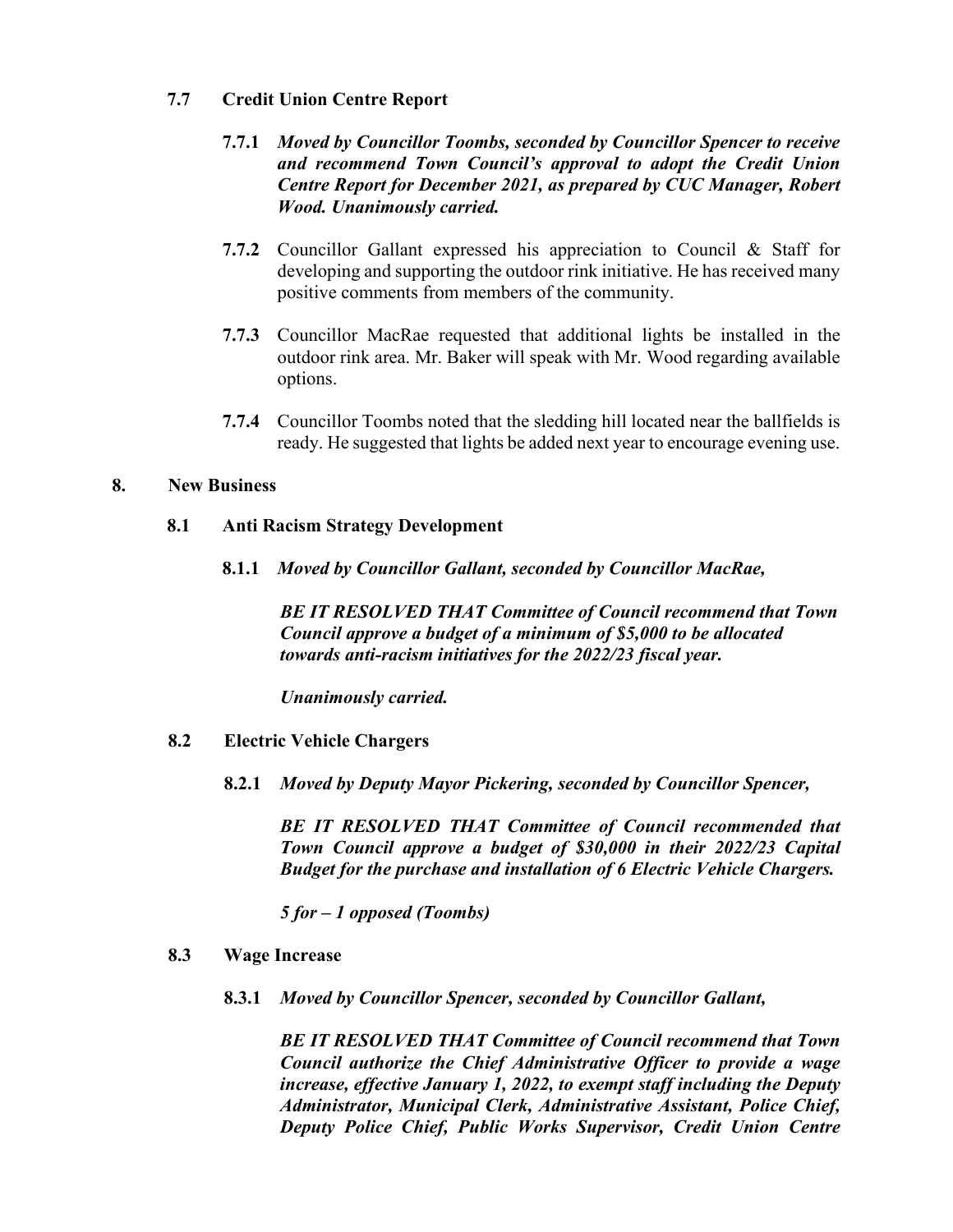**7.7 Credit Union Centre Report**

**7.7.1** ***Moved by Councillor Toombs, seconded by Councillor Spencer to receive and recommend Town Council's approval to adopt the Credit Union Centre Report for December 2021, as prepared by CUC Manager, Robert Wood. Unanimously carried.***

**7.7.2** Councillor Gallant expressed his appreciation to Council & Staff for developing and supporting the outdoor rink initiative. He has received many positive comments from members of the community.

**7.7.3** Councillor MacRae requested that additional lights be installed in the outdoor rink area. Mr. Baker will speak with Mr. Wood regarding available options.

**7.7.4** Councillor Toombs noted that the sledding hill located near the ballfields is ready. He suggested that lights be added next year to encourage evening use.

**8. New Business**

**8.1 Anti Racism Strategy Development**

**8.1.1** ***Moved by Councillor Gallant, seconded by Councillor MacRae,***

***BE IT RESOLVED THAT Committee of Council recommend that Town Council approve a budget of a minimum of $5,000 to be allocated towards anti-racism initiatives for the 2022/23 fiscal year.***

***Unanimously carried.***

**8.2 Electric Vehicle Chargers**

**8.2.1** ***Moved by Deputy Mayor Pickering, seconded by Councillor Spencer,***

***BE IT RESOLVED THAT Committee of Council recommended that Town Council approve a budget of $30,000 in their 2022/23 Capital Budget for the purchase and installation of 6 Electric Vehicle Chargers.***

***5 for – 1 opposed (Toombs)***

**8.3 Wage Increase**

**8.3.1** ***Moved by Councillor Spencer, seconded by Councillor Gallant,***

***BE IT RESOLVED THAT Committee of Council recommend that Town Council authorize the Chief Administrative Officer to provide a wage increase, effective January 1, 2022, to exempt staff including the Deputy Administrator, Municipal Clerk, Administrative Assistant, Police Chief, Deputy Police Chief, Public Works Supervisor, Credit Union Centre***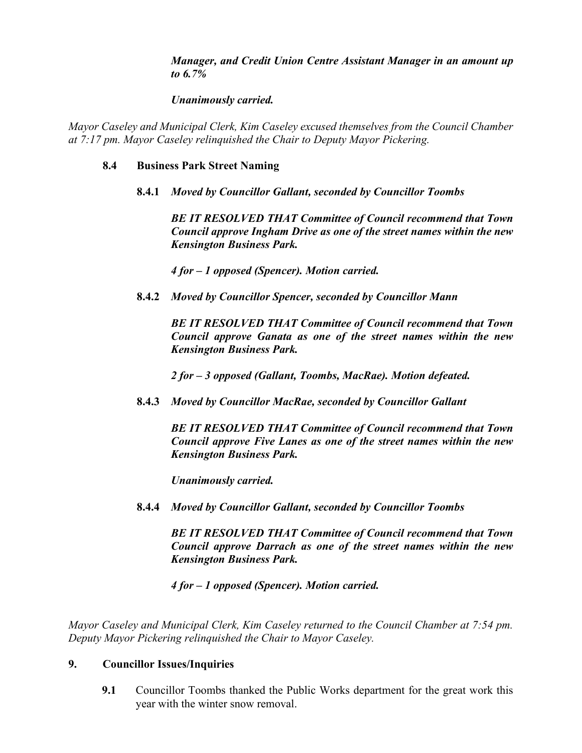***Manager, and Credit Union Centre Assistant Manager in an amount up to 6.7%***

***Unanimously carried.***

*Mayor Caseley and Municipal Clerk, Kim Caseley excused themselves from the Council Chamber at 7:17 pm. Mayor Caseley relinquished the Chair to Deputy Mayor Pickering.*

**8.4 Business Park Street Naming**

**8.4.1** ***Moved by Councillor Gallant, seconded by Councillor Toombs***

***BE IT RESOLVED THAT Committee of Council recommend that Town Council approve Ingham Drive as one of the street names within the new Kensington Business Park.***

***4 for – 1 opposed (Spencer). Motion carried.***

**8.4.2** ***Moved by Councillor Spencer, seconded by Councillor Mann***

***BE IT RESOLVED THAT Committee of Council recommend that Town Council approve Ganata as one of the street names within the new Kensington Business Park.***

***2 for – 3 opposed (Gallant, Toombs, MacRae). Motion defeated.***

**8.4.3** ***Moved by Councillor MacRae, seconded by Councillor Gallant***

***BE IT RESOLVED THAT Committee of Council recommend that Town Council approve Five Lanes as one of the street names within the new Kensington Business Park.***

***Unanimously carried.***

**8.4.4** ***Moved by Councillor Gallant, seconded by Councillor Toombs***

***BE IT RESOLVED THAT Committee of Council recommend that Town Council approve Darrach as one of the street names within the new Kensington Business Park.***

***4 for – 1 opposed (Spencer). Motion carried.***

*Mayor Caseley and Municipal Clerk, Kim Caseley returned to the Council Chamber at 7:54 pm. Deputy Mayor Pickering relinquished the Chair to Mayor Caseley.*

## 9. Councillor Issues/Inquiries

**9.1** Councillor Toombs thanked the Public Works department for the great work this year with the winter snow removal.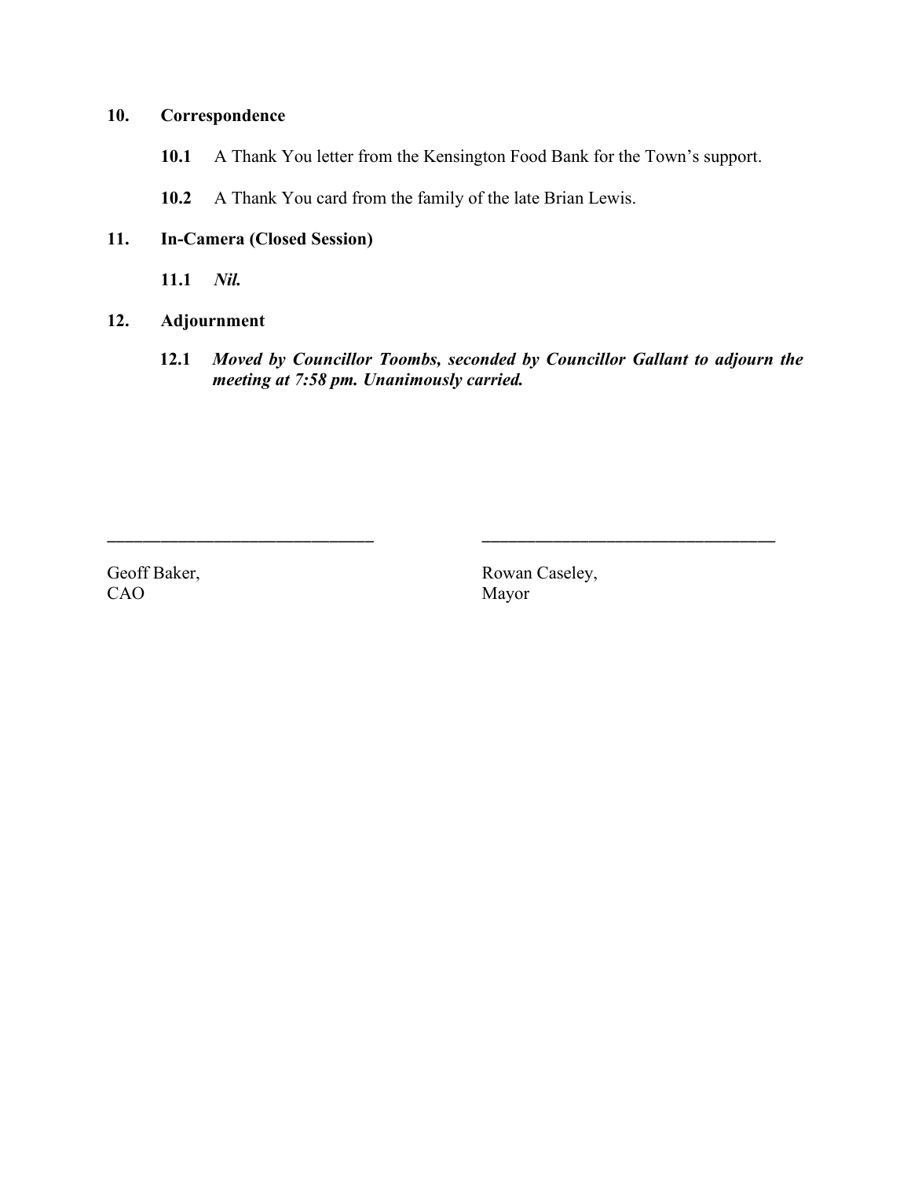## 10. Correspondence

**10.1** A Thank You letter from the Kensington Food Bank for the Town's support.

**10.2** A Thank You card from the family of the late Brian Lewis.

## 11. In-Camera (Closed Session)

**11.1** ***Nil.***

## 12. Adjournment

**12.1** ***Moved by Councillor Toombs, seconded by Councillor Gallant to adjourn the meeting at 7:58 pm. Unanimously carried.***

______________________________

Geoff Baker,
CAO

______________________________

Rowan Caseley,
Mayor